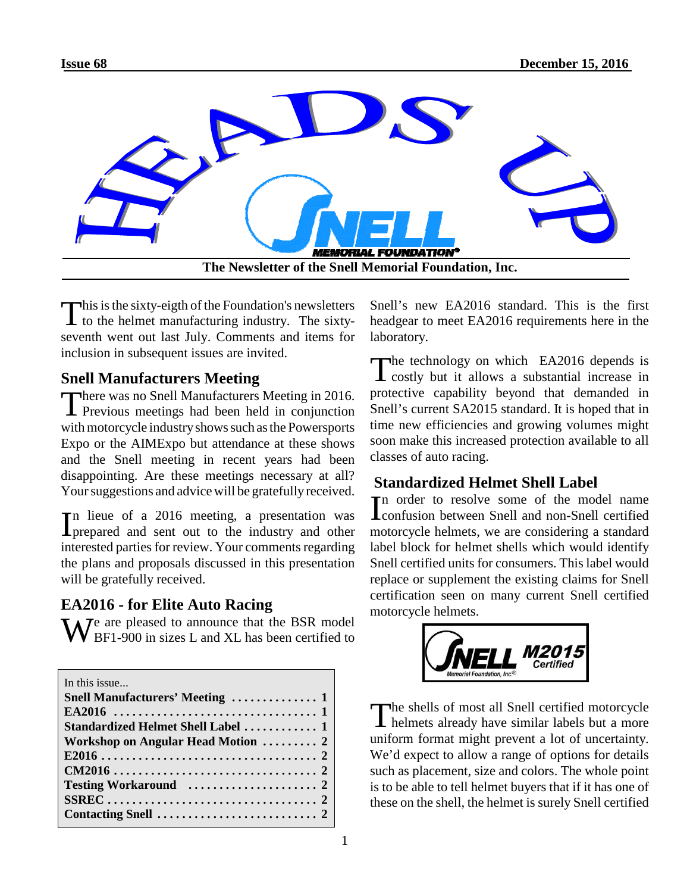# HEADS UP

**The Newsletter of the Snell Memorial Foundation, Inc.**

This is the sixty-eigth of the Foundation's newsletters to the helmet manufacturing industry. The sixty-seventh went out last July. Comments and items for inclusion in subsequent issues are invited.

## Snell Manufacturers Meeting

There was no Snell Manufacturers Meeting in 2016. Previous meetings had been held in conjunction with motorcycle industry shows such as the Powersports Expo or the AIMExpo but attendance at these shows and the Snell meeting in recent years had been disappointing. Are these meetings necessary at all? Your suggestions and advice will be gratefully received.

In lieue of a 2016 meeting, a presentation was prepared and sent out to the industry and other interested parties for review. Your comments regarding the plans and proposals discussed in this presentation will be gratefully received.

## EA2016 - for Elite Auto Racing

We are pleased to announce that the BSR model BF1-900 in sizes L and XL has been certified to Snell's new EA2016 standard. This is the first headgear to meet EA2016 requirements here in the laboratory.

The technology on which EA2016 depends is costly but it allows a substantial increase in protective capability beyond that demanded in Snell's current SA2015 standard. It is hoped that in time new efficiencies and growing volumes might soon make this increased protection available to all classes of auto racing.

In this issue...

| | |
|---|---|
| **Snell Manufacturers' Meeting** | **1** |
| **EA2016** | **1** |
| **Standardized Helmet Shell Label** | **1** |
| **Workshop on Angular Head Motion** | **2** |
| **E2016** | **2** |
| **CM2016** | **2** |
| **Testing Workaround** | **2** |
| **SSREC** | **2** |
| **Contacting Snell** | **2** |

## Standardized Helmet Shell Label

In order to resolve some of the model name confusion between Snell and non-Snell certified motorcycle helmets, we are considering a standard label block for helmet shells which would identify Snell certified units for consumers. This label would replace or supplement the existing claims for Snell certification seen on many current Snell certified motorcycle helmets.

SNELL M2015 Certified — Memorial Foundation, Inc.

The shells of most all Snell certified motorcycle helmets already have similar labels but a more uniform format might prevent a lot of uncertainty. We'd expect to allow a range of options for details such as placement, size and colors. The whole point is to be able to tell helmet buyers that if it has one of these on the shell, the helmet is surely Snell certified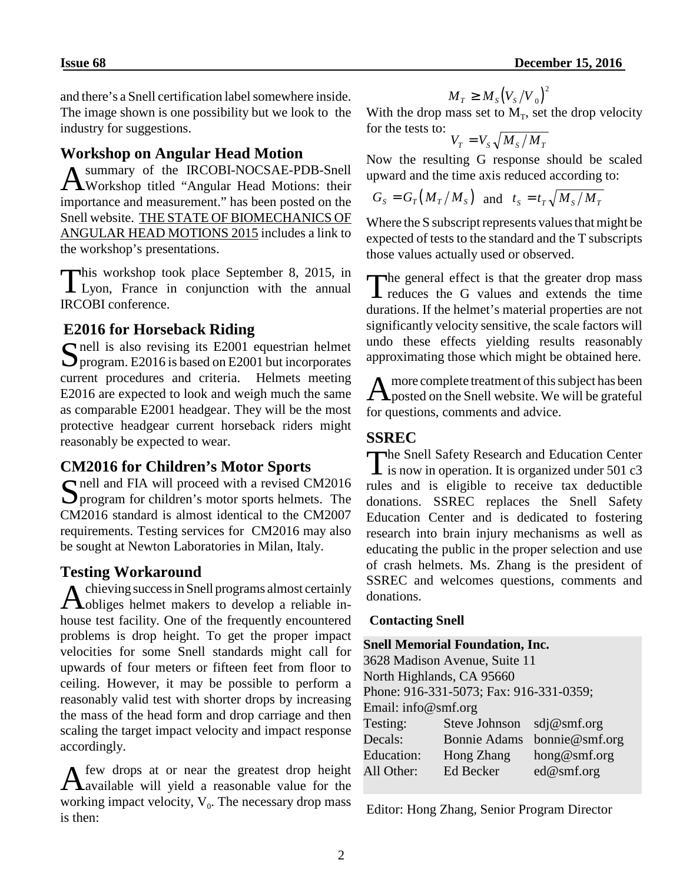and there's a Snell certification label somewhere inside. The image shown is one possibility but we look to the industry for suggestions.

## Workshop on Angular Head Motion

A summary of the IRCOBI-NOCSAE-PDB-Snell Workshop titled "Angular Head Motions: their importance and measurement." has been posted on the Snell website. THE STATE OF BIOMECHANICS OF ANGULAR HEAD MOTIONS 2015 includes a link to the workshop's presentations.

This workshop took place September 8, 2015, in Lyon, France in conjunction with the annual IRCOBI conference.

## E2016 for Horseback Riding

Snell is also revising its E2001 equestrian helmet program. E2016 is based on E2001 but incorporates current procedures and criteria. Helmets meeting E2016 are expected to look and weigh much the same as comparable E2001 headgear. They will be the most protective headgear current horseback riders might reasonably be expected to wear.

## CM2016 for Children's Motor Sports

Snell and FIA will proceed with a revised CM2016 program for children's motor sports helmets. The CM2016 standard is almost identical to the CM2007 requirements. Testing services for CM2016 may also be sought at Newton Laboratories in Milan, Italy.

## Testing Workaround

Achieving success in Snell programs almost certainly obliges helmet makers to develop a reliable in-house test facility. One of the frequently encountered problems is drop height. To get the proper impact velocities for some Snell standards might call for upwards of four meters or fifteen feet from floor to ceiling. However, it may be possible to perform a reasonably valid test with shorter drops by increasing the mass of the head form and drop carriage and then scaling the target impact velocity and impact response accordingly.

A few drops at or near the greatest drop height available will yield a reasonable value for the working impact velocity, $V_0$. The necessary drop mass is then:

$$M_T \geq M_S \left( V_S / V_0 \right)^2$$

With the drop mass set to $M_T$, set the drop velocity for the tests to:

$$V_T = V_S \sqrt{M_S / M_T}$$

Now the resulting G response should be scaled upward and the time axis reduced according to:

$$G_S = G_T \left( M_T / M_S \right) \quad \text{and} \quad t_S = t_T \sqrt{M_S / M_T}$$

Where the S subscript represents values that might be expected of tests to the standard and the T subscripts those values actually used or observed.

The general effect is that the greater drop mass reduces the G values and extends the time durations. If the helmet's material properties are not significantly velocity sensitive, the scale factors will undo these effects yielding results reasonably approximating those which might be obtained here.

A more complete treatment of this subject has been posted on the Snell website. We will be grateful for questions, comments and advice.

## SSREC

The Snell Safety Research and Education Center is now in operation. It is organized under 501 c3 rules and is eligible to receive tax deductible donations. SSREC replaces the Snell Safety Education Center and is dedicated to fostering research into brain injury mechanisms as well as educating the public in the proper selection and use of crash helmets. Ms. Zhang is the president of SSREC and welcomes questions, comments and donations.

### Contacting Snell

**Snell Memorial Foundation, Inc.**
3628 Madison Avenue, Suite 11
North Highlands, CA 95660
Phone: 916-331-5073; Fax: 916-331-0359;
Email: info@smf.org

| | | |
|---|---|---|
| Testing: | Steve Johnson | sdj@smf.org |
| Decals: | Bonnie Adams | bonnie@smf.org |
| Education: | Hong Zhang | hong@smf.org |
| All Other: | Ed Becker | ed@smf.org |

Editor: Hong Zhang, Senior Program Director